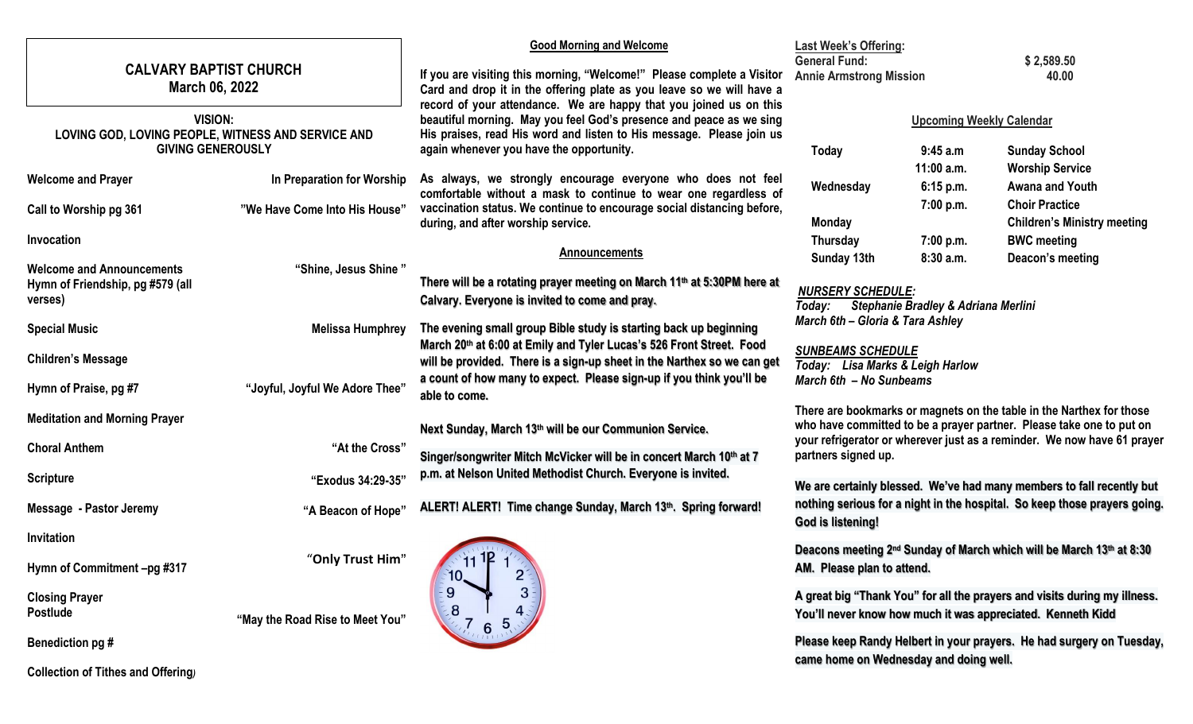# CALVARY BAPTIST CHURCH
## March 06, 2022

**VISION:**
**LOVING GOD, LOVING PEOPLE, WITNESS AND SERVICE AND GIVING GENEROUSLY**

| | |
|---|---|
| **Welcome and Prayer** | **In Preparation for Worship** |
| **Call to Worship pg 361** | **"We Have Come Into His House"** |
| **Invocation** | |
| **Welcome and Announcements** | **"Shine, Jesus Shine"** |
| **Hymn of Friendship, pg #579 (all verses)** | |
| **Special Music** | **Melissa Humphrey** |
| **Children's Message** | |
| **Hymn of Praise, pg #7** | **"Joyful, Joyful We Adore Thee"** |
| **Meditation and Morning Prayer** | |
| **Choral Anthem** | **"At the Cross"** |
| **Scripture** | **"Exodus 34:29-35"** |
| **Message - Pastor Jeremy** | **"A Beacon of Hope"** |
| **Invitation** | |
| **Hymn of Commitment –pg #317** | **"Only Trust Him"** |
| **Closing Prayer** | |
| **Postlude** | **"May the Road Rise to Meet You"** |
| **Benediction pg #** | |
| **Collection of Tithes and Offering** | |

### Good Morning and Welcome

**If you are visiting this morning, "Welcome!" Please complete a Visitor Card and drop it in the offering plate as you leave so we will have a record of your attendance. We are happy that you joined us on this beautiful morning. May you feel God's presence and peace as we sing His praises, read His word and listen to His message. Please join us again whenever you have the opportunity.**

**As always, we strongly encourage everyone who does not feel comfortable without a mask to continue to wear one regardless of vaccination status. We continue to encourage social distancing before, during, and after worship service.**

### Announcements

**There will be a rotating prayer meeting on March 11th at 5:30PM here at Calvary. Everyone is invited to come and pray.**

**The evening small group Bible study is starting back up beginning March 20th at 6:00 at Emily and Tyler Lucas's 526 Front Street. Food will be provided. There is a sign-up sheet in the Narthex so we can get a count of how many to expect. Please sign-up if you think you'll be able to come.**

**Next Sunday, March 13th will be our Communion Service.**

**Singer/songwriter Mitch McVicker will be in concert March 10th at 7 p.m. at Nelson United Methodist Church. Everyone is invited.**

**ALERT! ALERT! Time change Sunday, March 13th. Spring forward!**

**Last Week's Offering:**

| | |
|---|---|
| **General Fund:** | **$ 2,589.50** |
| **Annie Armstrong Mission** | **40.00** |

### Upcoming Weekly Calendar

| | | |
|---|---|---|
| **Today** | **9:45 a.m** | **Sunday School** |
| | **11:00 a.m.** | **Worship Service** |
| **Wednesday** | **6:15 p.m.** | **Awana and Youth** |
| | **7:00 p.m.** | **Choir Practice** |
| **Monday** | | **Children's Ministry meeting** |
| **Thursday** | **7:00 p.m.** | **BWC meeting** |
| **Sunday 13th** | **8:30 a.m.** | **Deacon's meeting** |

***NURSERY SCHEDULE:***
***Today: Stephanie Bradley & Adriana Merlini***
***March 6th – Gloria & Tara Ashley***

***SUNBEAMS SCHEDULE***
***Today: Lisa Marks & Leigh Harlow***
***March 6th – No Sunbeams***

**There are bookmarks or magnets on the table in the Narthex for those who have committed to be a prayer partner. Please take one to put on your refrigerator or wherever just as a reminder. We now have 61 prayer partners signed up.**

**We are certainly blessed. We've had many members to fall recently but nothing serious for a night in the hospital. So keep those prayers going. God is listening!**

**Deacons meeting 2nd Sunday of March which will be March 13th at 8:30 AM. Please plan to attend.**

**A great big "Thank You" for all the prayers and visits during my illness. You'll never know how much it was appreciated. Kenneth Kidd**

**Please keep Randy Helbert in your prayers. He had surgery on Tuesday, came home on Wednesday and doing well.**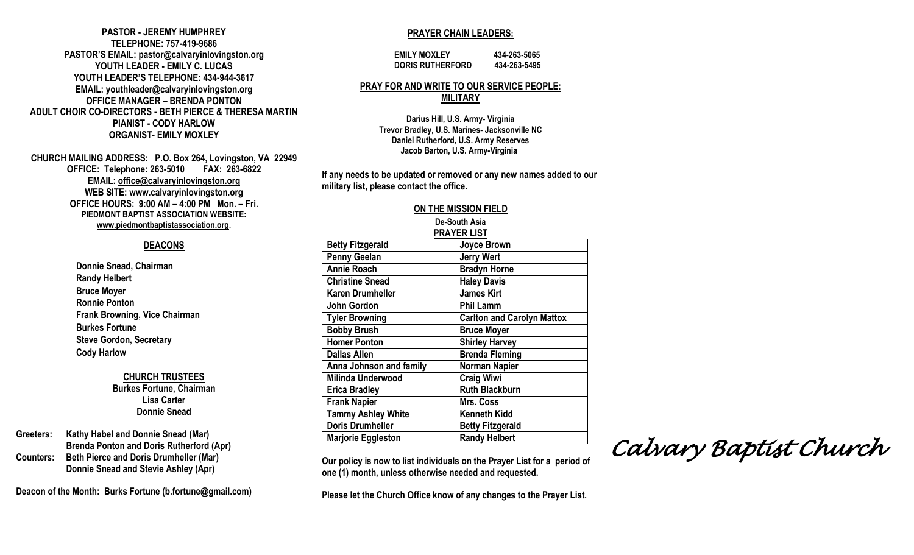**PASTOR - JEREMY HUMPHREY**
**TELEPHONE: 757-419-9686**
**PASTOR'S EMAIL: pastor@calvaryinlovingston.org**
**YOUTH LEADER - EMILY C. LUCAS**
**YOUTH LEADER'S TELEPHONE: 434-944-3617**
**EMAIL: youthleader@calvaryinlovingston.org**
**OFFICE MANAGER – BRENDA PONTON**
**ADULT CHOIR CO-DIRECTORS - BETH PIERCE & THERESA MARTIN**
**PIANIST - CODY HARLOW**
**ORGANIST- EMILY MOXLEY**

**CHURCH MAILING ADDRESS: P.O. Box 264, Lovingston, VA 22949**
**OFFICE: Telephone: 263-5010 FAX: 263-6822**
**EMAIL: office@calvaryinlovingston.org**
**WEB SITE: www.calvaryinlovingston.org**
**OFFICE HOURS: 9:00 AM – 4:00 PM Mon. – Fri.**
**PIEDMONT BAPTIST ASSOCIATION WEBSITE:**
**www.piedmontbaptistassociation.org.**

## DEACONS

**Donnie Snead, Chairman**
**Randy Helbert**
**Bruce Moyer**
**Ronnie Ponton**
**Frank Browning, Vice Chairman**
**Burkes Fortune**
**Steve Gordon, Secretary**
**Cody Harlow**

## CHURCH TRUSTEES

**Burkes Fortune, Chairman**
**Lisa Carter**
**Donnie Snead**

**Greeters: Kathy Habel and Donnie Snead (Mar)**
**Brenda Ponton and Doris Rutherford (Apr)**
**Counters: Beth Pierce and Doris Drumheller (Mar)**
**Donnie Snead and Stevie Ashley (Apr)**

**Deacon of the Month: Burks Fortune (b.fortune@gmail.com)**

## PRAYER CHAIN LEADERS:

**EMILY MOXLEY 434-263-5065**
**DORIS RUTHERFORD 434-263-5495**

## PRAY FOR AND WRITE TO OUR SERVICE PEOPLE:
## MILITARY

**Darius Hill, U.S. Army- Virginia**
**Trevor Bradley, U.S. Marines- Jacksonville NC**
**Daniel Rutherford, U.S. Army Reserves**
**Jacob Barton, U.S. Army-Virginia**

**If any needs to be updated or removed or any new names added to our military list, please contact the office.**

## ON THE MISSION FIELD

**De-South Asia**

## PRAYER LIST

| | |
|---|---|
| **Betty Fitzgerald** | **Joyce Brown** |
| **Penny Geelan** | **Jerry Wert** |
| **Annie Roach** | **Bradyn Horne** |
| **Christine Snead** | **Haley Davis** |
| **Karen Drumheller** | **James Kirt** |
| **John Gordon** | **Phil Lamm** |
| **Tyler Browning** | **Carlton and Carolyn Mattox** |
| **Bobby Brush** | **Bruce Moyer** |
| **Homer Ponton** | **Shirley Harvey** |
| **Dallas Allen** | **Brenda Fleming** |
| **Anna Johnson and family** | **Norman Napier** |
| **Milinda Underwood** | **Craig Wiwi** |
| **Erica Bradley** | **Ruth Blackburn** |
| **Frank Napier** | **Mrs. Coss** |
| **Tammy Ashley White** | **Kenneth Kidd** |
| **Doris Drumheller** | **Betty Fitzgerald** |
| **Marjorie Eggleston** | **Randy Helbert** |

**Our policy is now to list individuals on the Prayer List for a period of one (1) month, unless otherwise needed and requested.**

**Please let the Church Office know of any changes to the Prayer List.**

*Calvary Baptist Church*